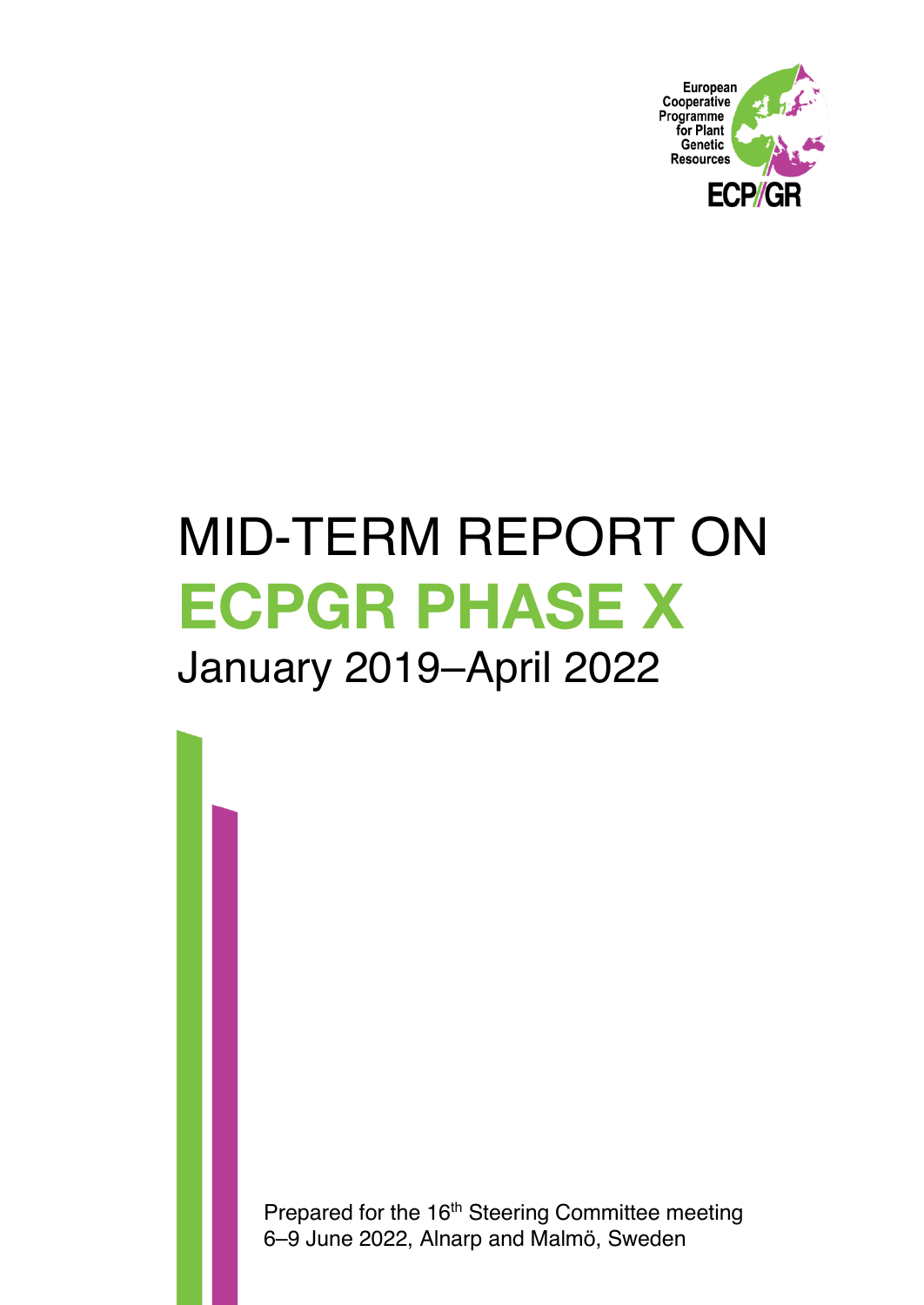European Cooperative Programme for Plant Genetic Resources

ECP/GR

# MID-TERM REPORT ON ECPGR PHASE X

## January 2019–April 2022

Prepared for the 16th Steering Committee meeting
6–9 June 2022, Alnarp and Malmö, Sweden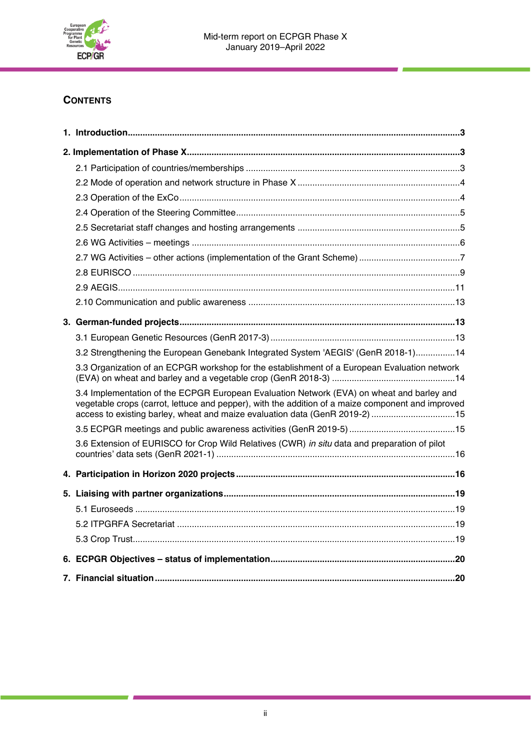## Contents

**1. Introduction ... 3**

**2. Implementation of Phase X ... 3**

- 2.1 Participation of countries/memberships ... 3
- 2.2 Mode of operation and network structure in Phase X ... 4
- 2.3 Operation of the ExCo ... 4
- 2.4 Operation of the Steering Committee ... 5
- 2.5 Secretariat staff changes and hosting arrangements ... 5
- 2.6 WG Activities – meetings ... 6
- 2.7 WG Activities – other actions (implementation of the Grant Scheme) ... 7
- 2.8 EURISCO ... 9
- 2.9 AEGIS ... 11
- 2.10 Communication and public awareness ... 13

**3. German-funded projects ... 13**

- 3.1 European Genetic Resources (GenR 2017-3) ... 13
- 3.2 Strengthening the European Genebank Integrated System 'AEGIS' (GenR 2018-1) ... 14
- 3.3 Organization of an ECPGR workshop for the establishment of a European Evaluation network (EVA) on wheat and barley and a vegetable crop (GenR 2018-3) ... 14
- 3.4 Implementation of the ECPGR European Evaluation Network (EVA) on wheat and barley and vegetable crops (carrot, lettuce and pepper), with the addition of a maize component and improved access to existing barley, wheat and maize evaluation data (GenR 2019-2) ... 15
- 3.5 ECPGR meetings and public awareness activities (GenR 2019-5) ... 15
- 3.6 Extension of EURISCO for Crop Wild Relatives (CWR) *in situ* data and preparation of pilot countries' data sets (GenR 2021-1) ... 16

**4. Participation in Horizon 2020 projects ... 16**

**5. Liaising with partner organizations ... 19**

- 5.1 Euroseeds ... 19
- 5.2 ITPGRFA Secretariat ... 19
- 5.3 Crop Trust ... 19

**6. ECPGR Objectives – status of implementation ... 20**

**7. Financial situation ... 20**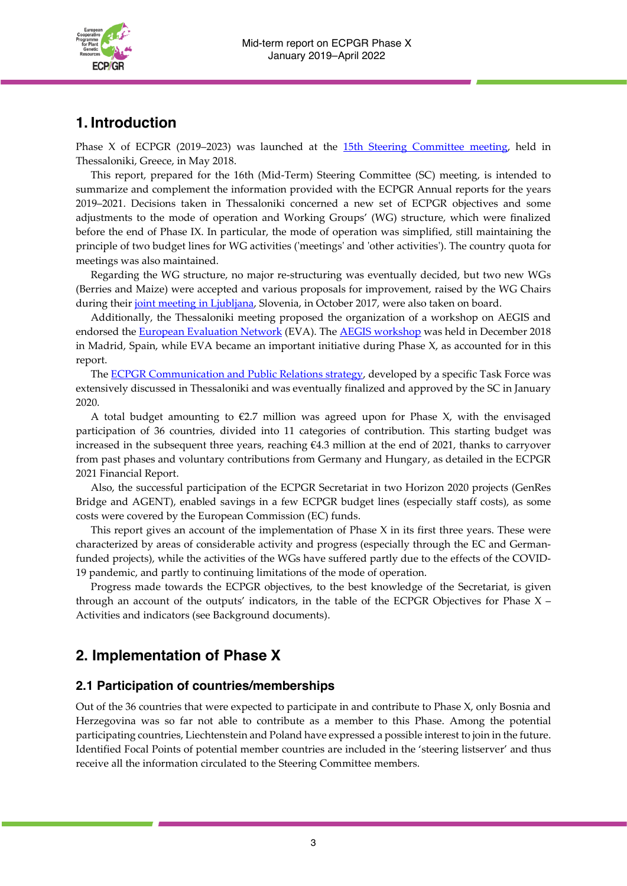# 1. Introduction

Phase X of ECPGR (2019–2023) was launched at the 15th Steering Committee meeting, held in Thessaloniki, Greece, in May 2018.

This report, prepared for the 16th (Mid-Term) Steering Committee (SC) meeting, is intended to summarize and complement the information provided with the ECPGR Annual reports for the years 2019–2021. Decisions taken in Thessaloniki concerned a new set of ECPGR objectives and some adjustments to the mode of operation and Working Groups' (WG) structure, which were finalized before the end of Phase IX. In particular, the mode of operation was simplified, still maintaining the principle of two budget lines for WG activities ('meetings' and 'other activities'). The country quota for meetings was also maintained.

Regarding the WG structure, no major re-structuring was eventually decided, but two new WGs (Berries and Maize) were accepted and various proposals for improvement, raised by the WG Chairs during their joint meeting in Ljubljana, Slovenia, in October 2017, were also taken on board.

Additionally, the Thessaloniki meeting proposed the organization of a workshop on AEGIS and endorsed the European Evaluation Network (EVA). The AEGIS workshop was held in December 2018 in Madrid, Spain, while EVA became an important initiative during Phase X, as accounted for in this report.

The ECPGR Communication and Public Relations strategy, developed by a specific Task Force was extensively discussed in Thessaloniki and was eventually finalized and approved by the SC in January 2020.

A total budget amounting to €2.7 million was agreed upon for Phase X, with the envisaged participation of 36 countries, divided into 11 categories of contribution. This starting budget was increased in the subsequent three years, reaching €4.3 million at the end of 2021, thanks to carryover from past phases and voluntary contributions from Germany and Hungary, as detailed in the ECPGR 2021 Financial Report.

Also, the successful participation of the ECPGR Secretariat in two Horizon 2020 projects (GenRes Bridge and AGENT), enabled savings in a few ECPGR budget lines (especially staff costs), as some costs were covered by the European Commission (EC) funds.

This report gives an account of the implementation of Phase X in its first three years. These were characterized by areas of considerable activity and progress (especially through the EC and German-funded projects), while the activities of the WGs have suffered partly due to the effects of the COVID-19 pandemic, and partly to continuing limitations of the mode of operation.

Progress made towards the ECPGR objectives, to the best knowledge of the Secretariat, is given through an account of the outputs' indicators, in the table of the ECPGR Objectives for Phase X – Activities and indicators (see Background documents).

# 2. Implementation of Phase X

## 2.1 Participation of countries/memberships

Out of the 36 countries that were expected to participate in and contribute to Phase X, only Bosnia and Herzegovina was so far not able to contribute as a member to this Phase. Among the potential participating countries, Liechtenstein and Poland have expressed a possible interest to join in the future. Identified Focal Points of potential member countries are included in the 'steering listserver' and thus receive all the information circulated to the Steering Committee members.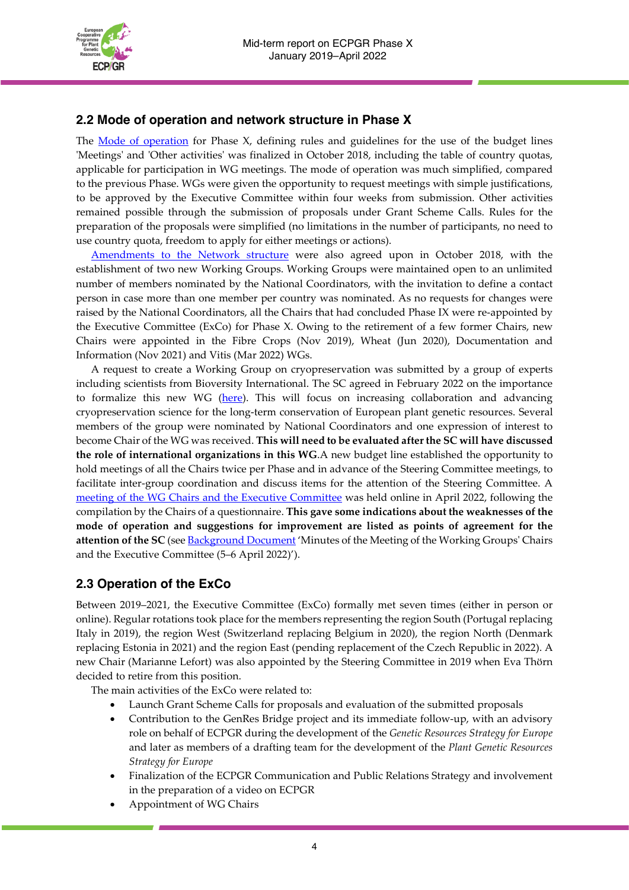## 2.2 Mode of operation and network structure in Phase X

The Mode of operation for Phase X, defining rules and guidelines for the use of the budget lines 'Meetings' and 'Other activities' was finalized in October 2018, including the table of country quotas, applicable for participation in WG meetings. The mode of operation was much simplified, compared to the previous Phase. WGs were given the opportunity to request meetings with simple justifications, to be approved by the Executive Committee within four weeks from submission. Other activities remained possible through the submission of proposals under Grant Scheme Calls. Rules for the preparation of the proposals were simplified (no limitations in the number of participants, no need to use country quota, freedom to apply for either meetings or actions).

Amendments to the Network structure were also agreed upon in October 2018, with the establishment of two new Working Groups. Working Groups were maintained open to an unlimited number of members nominated by the National Coordinators, with the invitation to define a contact person in case more than one member per country was nominated. As no requests for changes were raised by the National Coordinators, all the Chairs that had concluded Phase IX were re-appointed by the Executive Committee (ExCo) for Phase X. Owing to the retirement of a few former Chairs, new Chairs were appointed in the Fibre Crops (Nov 2019), Wheat (Jun 2020), Documentation and Information (Nov 2021) and Vitis (Mar 2022) WGs.

A request to create a Working Group on cryopreservation was submitted by a group of experts including scientists from Bioversity International. The SC agreed in February 2022 on the importance to formalize this new WG (here). This will focus on increasing collaboration and advancing cryopreservation science for the long-term conservation of European plant genetic resources. Several members of the group were nominated by National Coordinators and one expression of interest to become Chair of the WG was received. **This will need to be evaluated after the SC will have discussed the role of international organizations in this WG**.A new budget line established the opportunity to hold meetings of all the Chairs twice per Phase and in advance of the Steering Committee meetings, to facilitate inter-group coordination and discuss items for the attention of the Steering Committee. A meeting of the WG Chairs and the Executive Committee was held online in April 2022, following the compilation by the Chairs of a questionnaire. **This gave some indications about the weaknesses of the mode of operation and suggestions for improvement are listed as points of agreement for the attention of the SC** (see Background Document 'Minutes of the Meeting of the Working Groups' Chairs and the Executive Committee (5–6 April 2022)').

## 2.3 Operation of the ExCo

Between 2019–2021, the Executive Committee (ExCo) formally met seven times (either in person or online). Regular rotations took place for the members representing the region South (Portugal replacing Italy in 2019), the region West (Switzerland replacing Belgium in 2020), the region North (Denmark replacing Estonia in 2021) and the region East (pending replacement of the Czech Republic in 2022). A new Chair (Marianne Lefort) was also appointed by the Steering Committee in 2019 when Eva Thörn decided to retire from this position.

The main activities of the ExCo were related to:

- Launch Grant Scheme Calls for proposals and evaluation of the submitted proposals
- Contribution to the GenRes Bridge project and its immediate follow-up, with an advisory role on behalf of ECPGR during the development of the *Genetic Resources Strategy for Europe* and later as members of a drafting team for the development of the *Plant Genetic Resources Strategy for Europe*
- Finalization of the ECPGR Communication and Public Relations Strategy and involvement in the preparation of a video on ECPGR
- Appointment of WG Chairs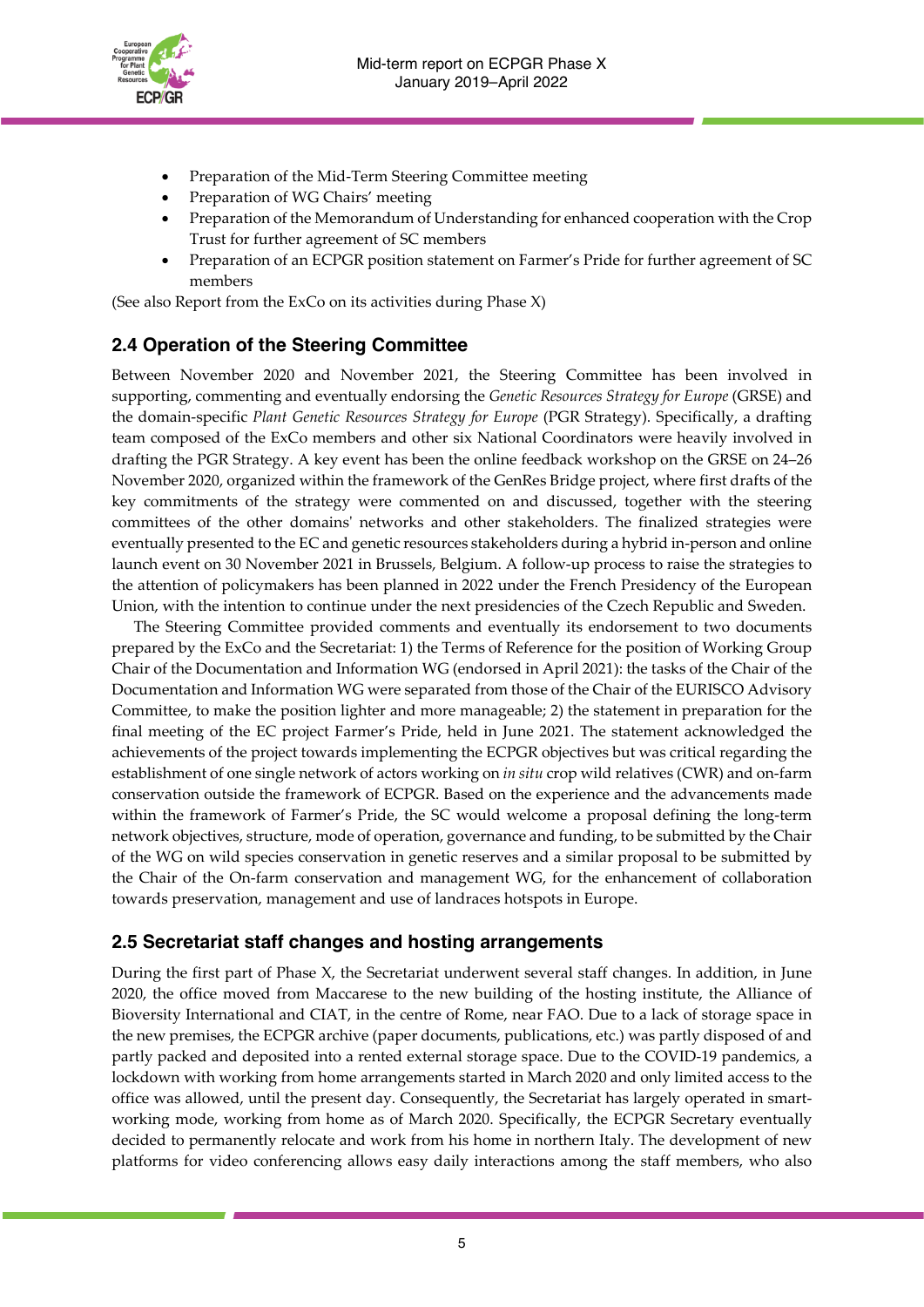- Preparation of the Mid-Term Steering Committee meeting
- Preparation of WG Chairs' meeting
- Preparation of the Memorandum of Understanding for enhanced cooperation with the Crop Trust for further agreement of SC members
- Preparation of an ECPGR position statement on Farmer's Pride for further agreement of SC members

(See also Report from the ExCo on its activities during Phase X)

## 2.4 Operation of the Steering Committee

Between November 2020 and November 2021, the Steering Committee has been involved in supporting, commenting and eventually endorsing the *Genetic Resources Strategy for Europe* (GRSE) and the domain-specific *Plant Genetic Resources Strategy for Europe* (PGR Strategy). Specifically, a drafting team composed of the ExCo members and other six National Coordinators were heavily involved in drafting the PGR Strategy. A key event has been the online feedback workshop on the GRSE on 24–26 November 2020, organized within the framework of the GenRes Bridge project, where first drafts of the key commitments of the strategy were commented on and discussed, together with the steering committees of the other domains' networks and other stakeholders. The finalized strategies were eventually presented to the EC and genetic resources stakeholders during a hybrid in-person and online launch event on 30 November 2021 in Brussels, Belgium. A follow-up process to raise the strategies to the attention of policymakers has been planned in 2022 under the French Presidency of the European Union, with the intention to continue under the next presidencies of the Czech Republic and Sweden.

The Steering Committee provided comments and eventually its endorsement to two documents prepared by the ExCo and the Secretariat: 1) the Terms of Reference for the position of Working Group Chair of the Documentation and Information WG (endorsed in April 2021): the tasks of the Chair of the Documentation and Information WG were separated from those of the Chair of the EURISCO Advisory Committee, to make the position lighter and more manageable; 2) the statement in preparation for the final meeting of the EC project Farmer's Pride, held in June 2021. The statement acknowledged the achievements of the project towards implementing the ECPGR objectives but was critical regarding the establishment of one single network of actors working on *in situ* crop wild relatives (CWR) and on-farm conservation outside the framework of ECPGR. Based on the experience and the advancements made within the framework of Farmer's Pride, the SC would welcome a proposal defining the long-term network objectives, structure, mode of operation, governance and funding, to be submitted by the Chair of the WG on wild species conservation in genetic reserves and a similar proposal to be submitted by the Chair of the On-farm conservation and management WG, for the enhancement of collaboration towards preservation, management and use of landraces hotspots in Europe.

## 2.5 Secretariat staff changes and hosting arrangements

During the first part of Phase X, the Secretariat underwent several staff changes. In addition, in June 2020, the office moved from Maccarese to the new building of the hosting institute, the Alliance of Bioversity International and CIAT, in the centre of Rome, near FAO. Due to a lack of storage space in the new premises, the ECPGR archive (paper documents, publications, etc.) was partly disposed of and partly packed and deposited into a rented external storage space. Due to the COVID-19 pandemics, a lockdown with working from home arrangements started in March 2020 and only limited access to the office was allowed, until the present day. Consequently, the Secretariat has largely operated in smart-working mode, working from home as of March 2020. Specifically, the ECPGR Secretary eventually decided to permanently relocate and work from his home in northern Italy. The development of new platforms for video conferencing allows easy daily interactions among the staff members, who also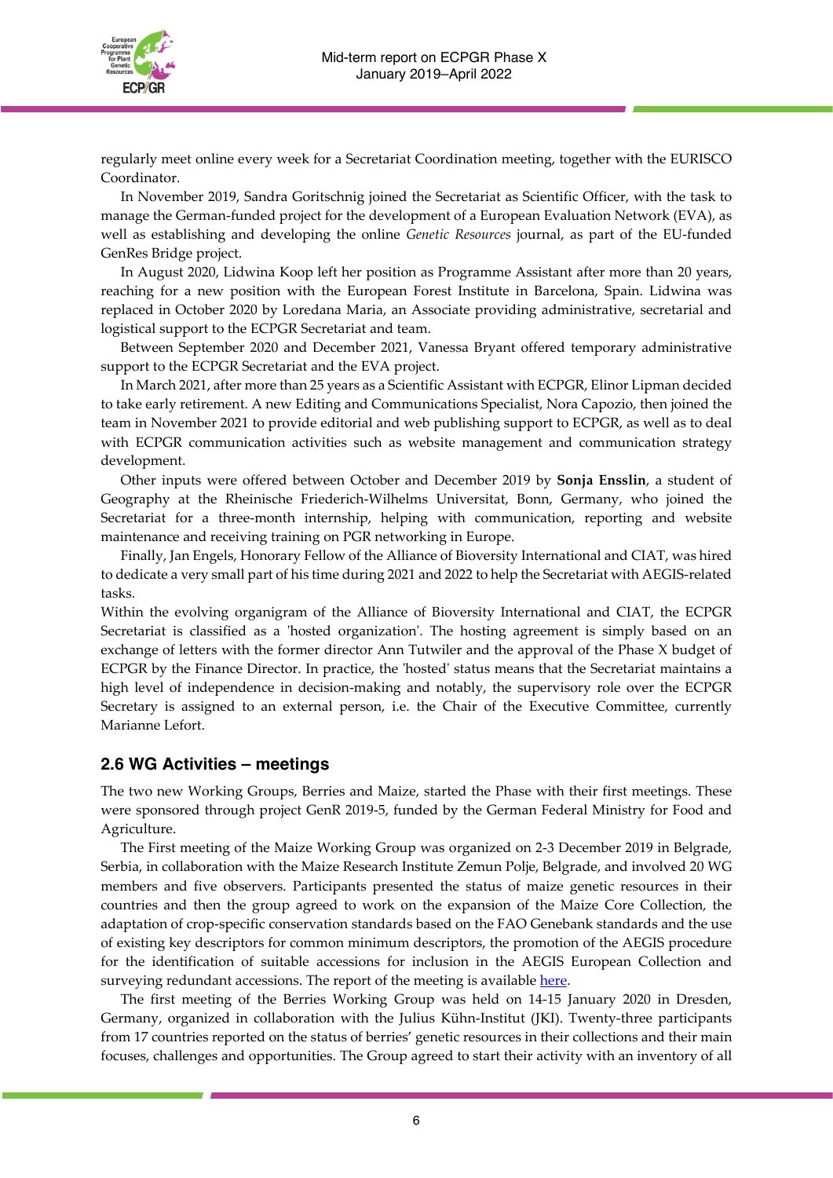regularly meet online every week for a Secretariat Coordination meeting, together with the EURISCO Coordinator.

In November 2019, Sandra Goritschnig joined the Secretariat as Scientific Officer, with the task to manage the German-funded project for the development of a European Evaluation Network (EVA), as well as establishing and developing the online *Genetic Resources* journal, as part of the EU-funded GenRes Bridge project.

In August 2020, Lidwina Koop left her position as Programme Assistant after more than 20 years, reaching for a new position with the European Forest Institute in Barcelona, Spain. Lidwina was replaced in October 2020 by Loredana Maria, an Associate providing administrative, secretarial and logistical support to the ECPGR Secretariat and team.

Between September 2020 and December 2021, Vanessa Bryant offered temporary administrative support to the ECPGR Secretariat and the EVA project.

In March 2021, after more than 25 years as a Scientific Assistant with ECPGR, Elinor Lipman decided to take early retirement. A new Editing and Communications Specialist, Nora Capozio, then joined the team in November 2021 to provide editorial and web publishing support to ECPGR, as well as to deal with ECPGR communication activities such as website management and communication strategy development.

Other inputs were offered between October and December 2019 by **Sonja Ensslin**, a student of Geography at the Rheinische Friederich-Wilhelms Universitat, Bonn, Germany, who joined the Secretariat for a three-month internship, helping with communication, reporting and website maintenance and receiving training on PGR networking in Europe.

Finally, Jan Engels, Honorary Fellow of the Alliance of Bioversity International and CIAT, was hired to dedicate a very small part of his time during 2021 and 2022 to help the Secretariat with AEGIS-related tasks.

Within the evolving organigram of the Alliance of Bioversity International and CIAT, the ECPGR Secretariat is classified as a 'hosted organization'. The hosting agreement is simply based on an exchange of letters with the former director Ann Tutwiler and the approval of the Phase X budget of ECPGR by the Finance Director. In practice, the 'hosted' status means that the Secretariat maintains a high level of independence in decision-making and notably, the supervisory role over the ECPGR Secretary is assigned to an external person, i.e. the Chair of the Executive Committee, currently Marianne Lefort.

## 2.6 WG Activities – meetings

The two new Working Groups, Berries and Maize, started the Phase with their first meetings. These were sponsored through project GenR 2019-5, funded by the German Federal Ministry for Food and Agriculture.

The First meeting of the Maize Working Group was organized on 2-3 December 2019 in Belgrade, Serbia, in collaboration with the Maize Research Institute Zemun Polje, Belgrade, and involved 20 WG members and five observers. Participants presented the status of maize genetic resources in their countries and then the group agreed to work on the expansion of the Maize Core Collection, the adaptation of crop-specific conservation standards based on the FAO Genebank standards and the use of existing key descriptors for common minimum descriptors, the promotion of the AEGIS procedure for the identification of suitable accessions for inclusion in the AEGIS European Collection and surveying redundant accessions. The report of the meeting is available here.

The first meeting of the Berries Working Group was held on 14-15 January 2020 in Dresden, Germany, organized in collaboration with the Julius Kühn-Institut (JKI). Twenty-three participants from 17 countries reported on the status of berries' genetic resources in their collections and their main focuses, challenges and opportunities. The Group agreed to start their activity with an inventory of all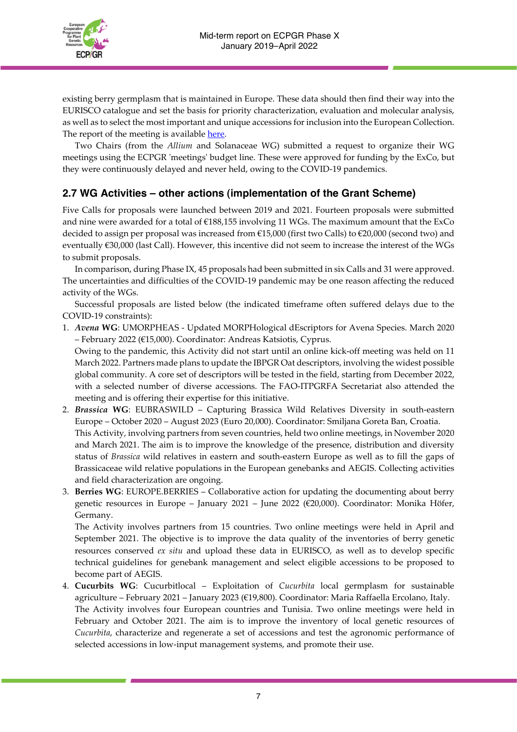existing berry germplasm that is maintained in Europe. These data should then find their way into the EURISCO catalogue and set the basis for priority characterization, evaluation and molecular analysis, as well as to select the most important and unique accessions for inclusion into the European Collection. The report of the meeting is available [here](#).

Two Chairs (from the *Allium* and Solanaceae WG) submitted a request to organize their WG meetings using the ECPGR 'meetings' budget line. These were approved for funding by the ExCo, but they were continuously delayed and never held, owing to the COVID-19 pandemics.

## 2.7 WG Activities – other actions (implementation of the Grant Scheme)

Five Calls for proposals were launched between 2019 and 2021. Fourteen proposals were submitted and nine were awarded for a total of €188,155 involving 11 WGs. The maximum amount that the ExCo decided to assign per proposal was increased from €15,000 (first two Calls) to €20,000 (second two) and eventually €30,000 (last Call). However, this incentive did not seem to increase the interest of the WGs to submit proposals.

In comparison, during Phase IX, 45 proposals had been submitted in six Calls and 31 were approved. The uncertainties and difficulties of the COVID-19 pandemic may be one reason affecting the reduced activity of the WGs.

Successful proposals are listed below (the indicated timeframe often suffered delays due to the COVID-19 constraints):

1. ***Avena* WG**: UMORPHEAS - Updated MORPHological dEscriptors for Avena Species. March 2020 – February 2022 (€15,000). Coordinator: Andreas Katsiotis, Cyprus.
   Owing to the pandemic, this Activity did not start until an online kick-off meeting was held on 11 March 2022. Partners made plans to update the IBPGR Oat descriptors, involving the widest possible global community. A core set of descriptors will be tested in the field, starting from December 2022, with a selected number of diverse accessions. The FAO-ITPGRFA Secretariat also attended the meeting and is offering their expertise for this initiative.
2. ***Brassica* WG**: EUBRASWILD – Capturing Brassica Wild Relatives Diversity in south-eastern Europe – October 2020 – August 2023 (Euro 20,000). Coordinator: Smiljana Goreta Ban, Croatia.
   This Activity, involving partners from seven countries, held two online meetings, in November 2020 and March 2021. The aim is to improve the knowledge of the presence, distribution and diversity status of *Brassica* wild relatives in eastern and south-eastern Europe as well as to fill the gaps of Brassicaceae wild relative populations in the European genebanks and AEGIS. Collecting activities and field characterization are ongoing.
3. **Berries WG**: EUROPE.BERRIES – Collaborative action for updating the documenting about berry genetic resources in Europe – January 2021 – June 2022 (€20,000). Coordinator: Monika Höfer, Germany.
   The Activity involves partners from 15 countries. Two online meetings were held in April and September 2021. The objective is to improve the data quality of the inventories of berry genetic resources conserved *ex situ* and upload these data in EURISCO, as well as to develop specific technical guidelines for genebank management and select eligible accessions to be proposed to become part of AEGIS.
4. **Cucurbits WG**: Cucurbitlocal – Exploitation of *Cucurbita* local germplasm for sustainable agriculture – February 2021 – January 2023 (€19,800). Coordinator: Maria Raffaella Ercolano, Italy.
   The Activity involves four European countries and Tunisia. Two online meetings were held in February and October 2021. The aim is to improve the inventory of local genetic resources of *Cucurbita*, characterize and regenerate a set of accessions and test the agronomic performance of selected accessions in low-input management systems, and promote their use.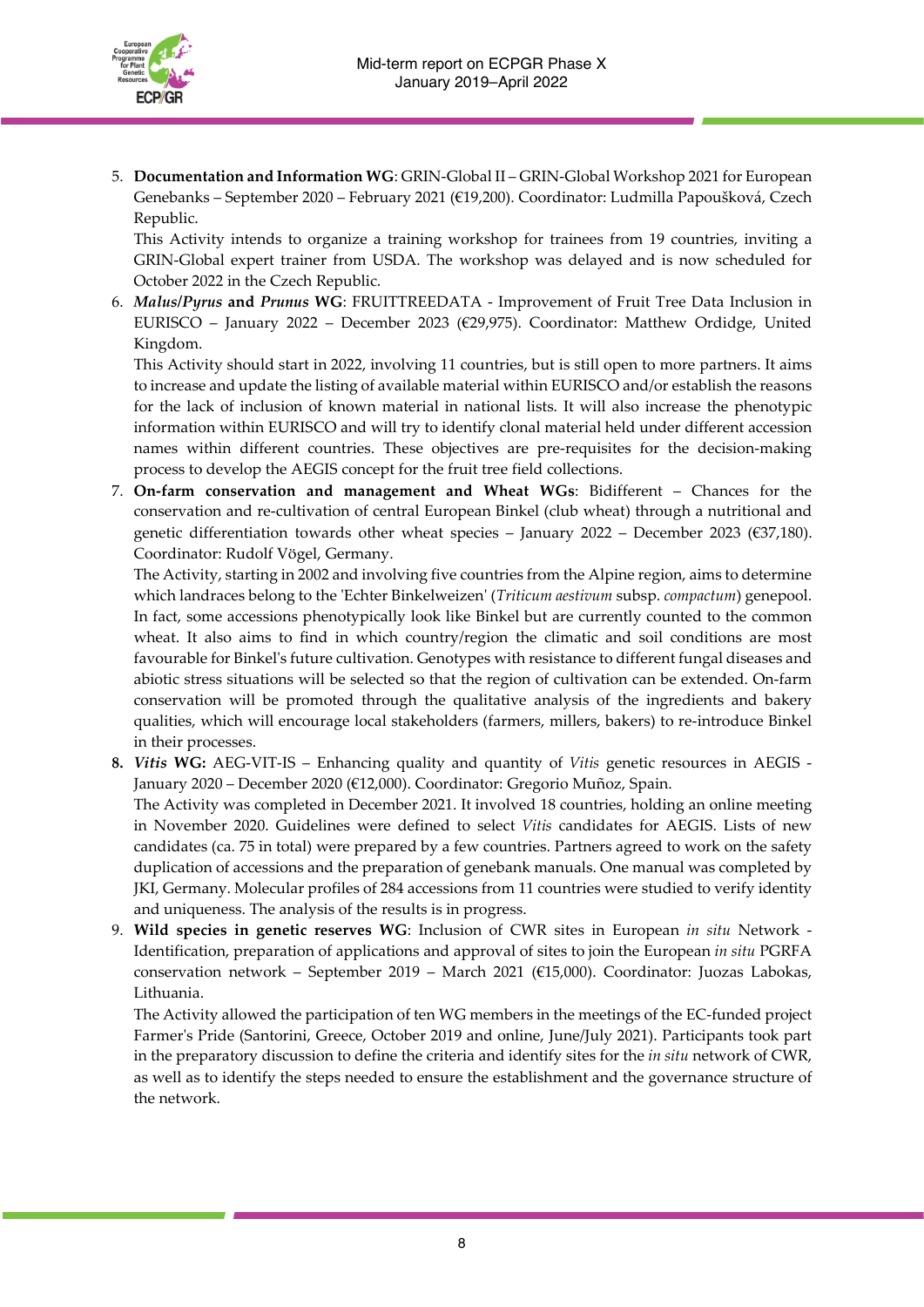5. **Documentation and Information WG**: GRIN-Global II – GRIN-Global Workshop 2021 for European Genebanks – September 2020 – February 2021 (€19,200). Coordinator: Ludmilla Papoušková, Czech Republic.
   This Activity intends to organize a training workshop for trainees from 19 countries, inviting a GRIN-Global expert trainer from USDA. The workshop was delayed and is now scheduled for October 2022 in the Czech Republic.
6. ***Malus/Pyrus* and *Prunus* WG**: FRUITTREEDATA - Improvement of Fruit Tree Data Inclusion in EURISCO – January 2022 – December 2023 (€29,975). Coordinator: Matthew Ordidge, United Kingdom.
   This Activity should start in 2022, involving 11 countries, but is still open to more partners. It aims to increase and update the listing of available material within EURISCO and/or establish the reasons for the lack of inclusion of known material in national lists. It will also increase the phenotypic information within EURISCO and will try to identify clonal material held under different accession names within different countries. These objectives are pre-requisites for the decision-making process to develop the AEGIS concept for the fruit tree field collections.
7. **On-farm conservation and management and Wheat WGs**: Bidifferent – Chances for the conservation and re-cultivation of central European Binkel (club wheat) through a nutritional and genetic differentiation towards other wheat species – January 2022 – December 2023 (€37,180). Coordinator: Rudolf Vögel, Germany.
   The Activity, starting in 2002 and involving five countries from the Alpine region, aims to determine which landraces belong to the 'Echter Binkelweizen' (*Triticum aestivum* subsp. *compactum*) genepool. In fact, some accessions phenotypically look like Binkel but are currently counted to the common wheat. It also aims to find in which country/region the climatic and soil conditions are most favourable for Binkel's future cultivation. Genotypes with resistance to different fungal diseases and abiotic stress situations will be selected so that the region of cultivation can be extended. On-farm conservation will be promoted through the qualitative analysis of the ingredients and bakery qualities, which will encourage local stakeholders (farmers, millers, bakers) to re-introduce Binkel in their processes.
8. ***Vitis* WG:** AEG-VIT-IS – Enhancing quality and quantity of *Vitis* genetic resources in AEGIS - January 2020 – December 2020 (€12,000). Coordinator: Gregorio Muñoz, Spain.
   The Activity was completed in December 2021. It involved 18 countries, holding an online meeting in November 2020. Guidelines were defined to select *Vitis* candidates for AEGIS. Lists of new candidates (ca. 75 in total) were prepared by a few countries. Partners agreed to work on the safety duplication of accessions and the preparation of genebank manuals. One manual was completed by JKI, Germany. Molecular profiles of 284 accessions from 11 countries were studied to verify identity and uniqueness. The analysis of the results is in progress.
9. **Wild species in genetic reserves WG**: Inclusion of CWR sites in European *in situ* Network - Identification, preparation of applications and approval of sites to join the European *in situ* PGRFA conservation network – September 2019 – March 2021 (€15,000). Coordinator: Juozas Labokas, Lithuania.
   The Activity allowed the participation of ten WG members in the meetings of the EC-funded project Farmer's Pride (Santorini, Greece, October 2019 and online, June/July 2021). Participants took part in the preparatory discussion to define the criteria and identify sites for the *in situ* network of CWR, as well as to identify the steps needed to ensure the establishment and the governance structure of the network.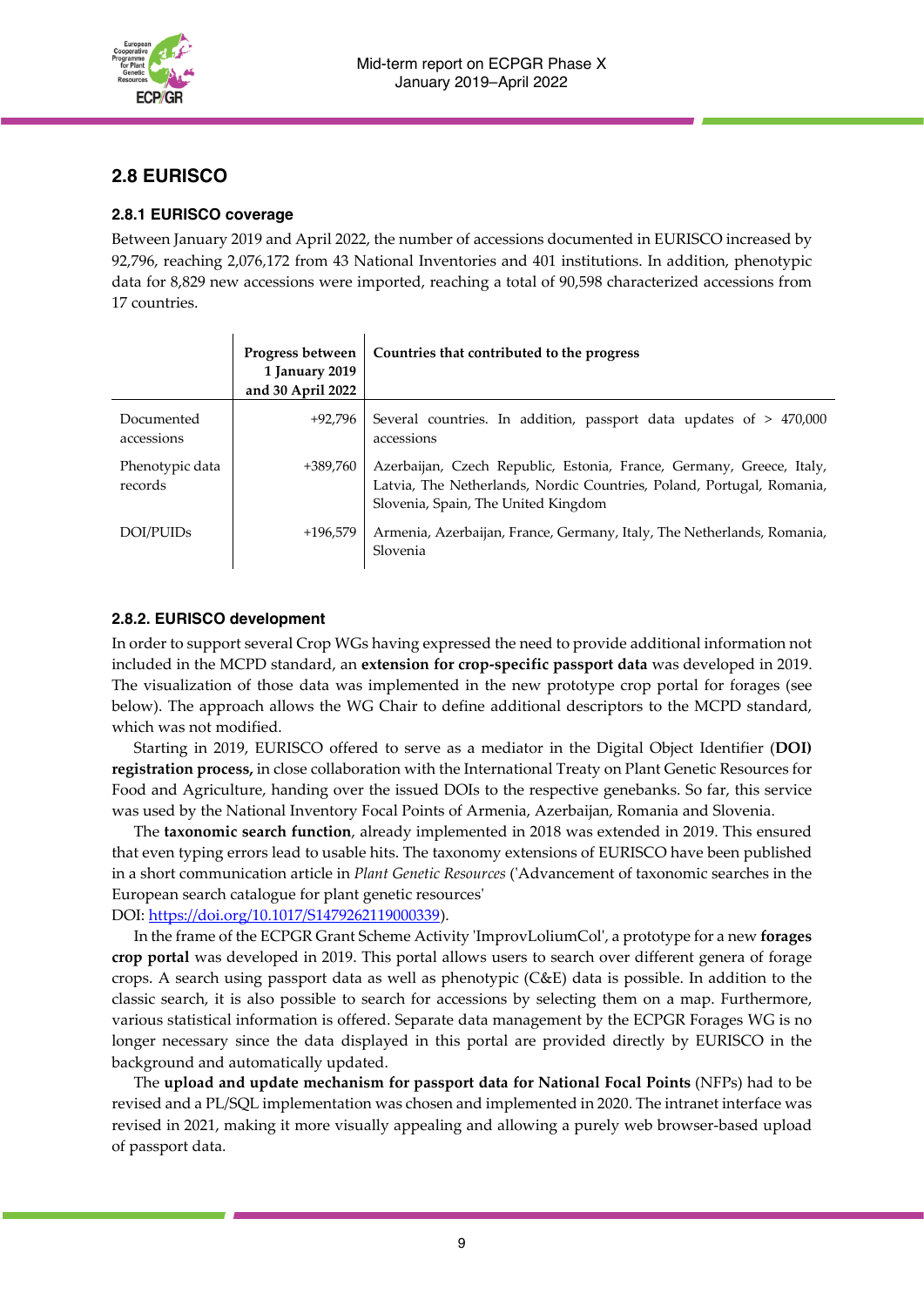## 2.8 EURISCO

### 2.8.1 EURISCO coverage

Between January 2019 and April 2022, the number of accessions documented in EURISCO increased by 92,796, reaching 2,076,172 from 43 National Inventories and 401 institutions. In addition, phenotypic data for 8,829 new accessions were imported, reaching a total of 90,598 characterized accessions from 17 countries.

| | Progress between 1 January 2019 and 30 April 2022 | Countries that contributed to the progress |
|---|---|---|
| Documented accessions | +92,796 | Several countries. In addition, passport data updates of > 470,000 accessions |
| Phenotypic data records | +389,760 | Azerbaijan, Czech Republic, Estonia, France, Germany, Greece, Italy, Latvia, The Netherlands, Nordic Countries, Poland, Portugal, Romania, Slovenia, Spain, The United Kingdom |
| DOI/PUIDs | +196,579 | Armenia, Azerbaijan, France, Germany, Italy, The Netherlands, Romania, Slovenia |

### 2.8.2. EURISCO development

In order to support several Crop WGs having expressed the need to provide additional information not included in the MCPD standard, an **extension for crop-specific passport data** was developed in 2019. The visualization of those data was implemented in the new prototype crop portal for forages (see below). The approach allows the WG Chair to define additional descriptors to the MCPD standard, which was not modified.

Starting in 2019, EURISCO offered to serve as a mediator in the Digital Object Identifier (**DOI) registration process,** in close collaboration with the International Treaty on Plant Genetic Resources for Food and Agriculture, handing over the issued DOIs to the respective genebanks. So far, this service was used by the National Inventory Focal Points of Armenia, Azerbaijan, Romania and Slovenia.

The **taxonomic search function**, already implemented in 2018 was extended in 2019. This ensured that even typing errors lead to usable hits. The taxonomy extensions of EURISCO have been published in a short communication article in *Plant Genetic Resources* ('Advancement of taxonomic searches in the European search catalogue for plant genetic resources'
DOI: https://doi.org/10.1017/S1479262119000339).

In the frame of the ECPGR Grant Scheme Activity 'ImprovLoliumCol', a prototype for a new **forages crop portal** was developed in 2019. This portal allows users to search over different genera of forage crops. A search using passport data as well as phenotypic (C&E) data is possible. In addition to the classic search, it is also possible to search for accessions by selecting them on a map. Furthermore, various statistical information is offered. Separate data management by the ECPGR Forages WG is no longer necessary since the data displayed in this portal are provided directly by EURISCO in the background and automatically updated.

The **upload and update mechanism for passport data for National Focal Points** (NFPs) had to be revised and a PL/SQL implementation was chosen and implemented in 2020. The intranet interface was revised in 2021, making it more visually appealing and allowing a purely web browser-based upload of passport data.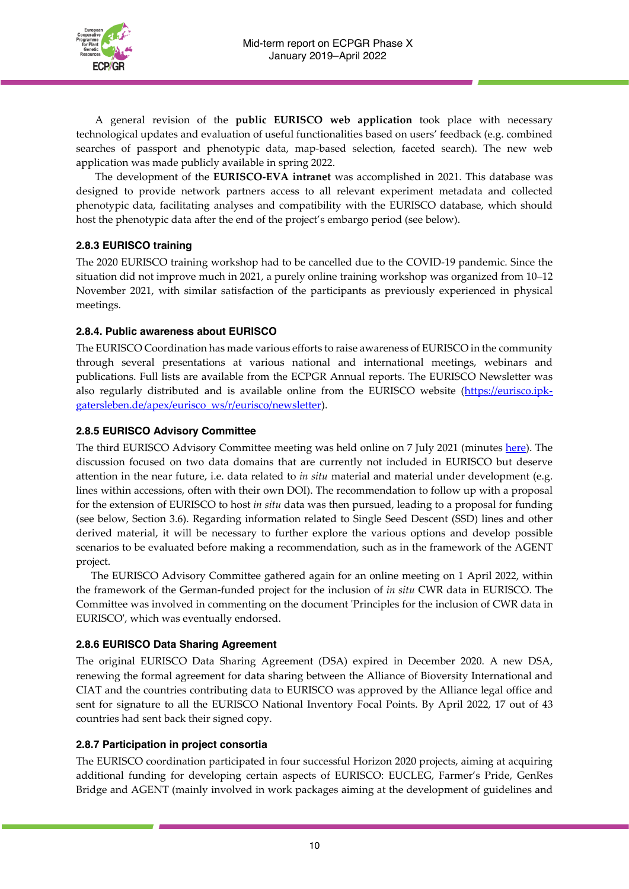A general revision of the **public EURISCO web application** took place with necessary technological updates and evaluation of useful functionalities based on users' feedback (e.g. combined searches of passport and phenotypic data, map-based selection, faceted search). The new web application was made publicly available in spring 2022.

The development of the **EURISCO-EVA intranet** was accomplished in 2021. This database was designed to provide network partners access to all relevant experiment metadata and collected phenotypic data, facilitating analyses and compatibility with the EURISCO database, which should host the phenotypic data after the end of the project's embargo period (see below).

### 2.8.3 EURISCO training

The 2020 EURISCO training workshop had to be cancelled due to the COVID-19 pandemic. Since the situation did not improve much in 2021, a purely online training workshop was organized from 10–12 November 2021, with similar satisfaction of the participants as previously experienced in physical meetings.

### 2.8.4. Public awareness about EURISCO

The EURISCO Coordination has made various efforts to raise awareness of EURISCO in the community through several presentations at various national and international meetings, webinars and publications. Full lists are available from the ECPGR Annual reports. The EURISCO Newsletter was also regularly distributed and is available online from the EURISCO website (https://eurisco.ipk-gatersleben.de/apex/eurisco_ws/r/eurisco/newsletter).

### 2.8.5 EURISCO Advisory Committee

The third EURISCO Advisory Committee meeting was held online on 7 July 2021 (minutes here). The discussion focused on two data domains that are currently not included in EURISCO but deserve attention in the near future, i.e. data related to *in situ* material and material under development (e.g. lines within accessions, often with their own DOI). The recommendation to follow up with a proposal for the extension of EURISCO to host *in situ* data was then pursued, leading to a proposal for funding (see below, Section 3.6). Regarding information related to Single Seed Descent (SSD) lines and other derived material, it will be necessary to further explore the various options and develop possible scenarios to be evaluated before making a recommendation, such as in the framework of the AGENT project.

The EURISCO Advisory Committee gathered again for an online meeting on 1 April 2022, within the framework of the German-funded project for the inclusion of *in situ* CWR data in EURISCO. The Committee was involved in commenting on the document 'Principles for the inclusion of CWR data in EURISCO', which was eventually endorsed.

### 2.8.6 EURISCO Data Sharing Agreement

The original EURISCO Data Sharing Agreement (DSA) expired in December 2020. A new DSA, renewing the formal agreement for data sharing between the Alliance of Bioversity International and CIAT and the countries contributing data to EURISCO was approved by the Alliance legal office and sent for signature to all the EURISCO National Inventory Focal Points. By April 2022, 17 out of 43 countries had sent back their signed copy.

### 2.8.7 Participation in project consortia

The EURISCO coordination participated in four successful Horizon 2020 projects, aiming at acquiring additional funding for developing certain aspects of EURISCO: EUCLEG, Farmer's Pride, GenRes Bridge and AGENT (mainly involved in work packages aiming at the development of guidelines and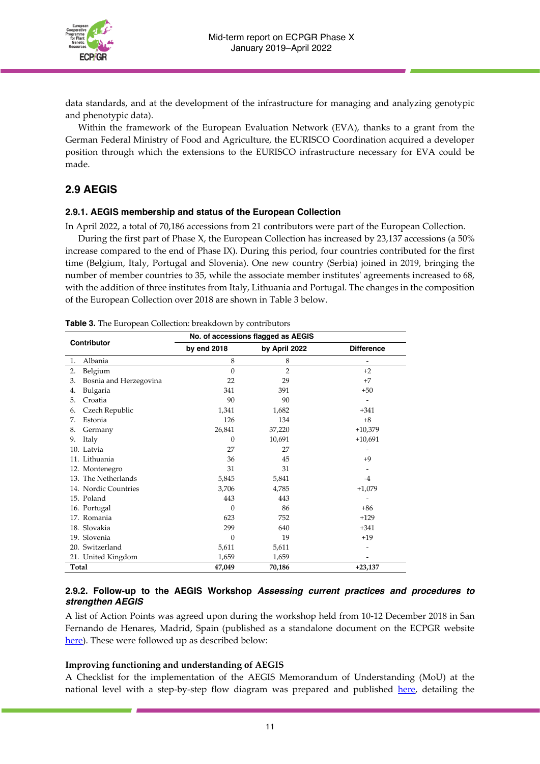data standards, and at the development of the infrastructure for managing and analyzing genotypic and phenotypic data).

Within the framework of the European Evaluation Network (EVA), thanks to a grant from the German Federal Ministry of Food and Agriculture, the EURISCO Coordination acquired a developer position through which the extensions to the EURISCO infrastructure necessary for EVA could be made.

## 2.9 AEGIS

### 2.9.1. AEGIS membership and status of the European Collection

In April 2022, a total of 70,186 accessions from 21 contributors were part of the European Collection.

During the first part of Phase X, the European Collection has increased by 23,137 accessions (a 50% increase compared to the end of Phase IX). During this period, four countries contributed for the first time (Belgium, Italy, Portugal and Slovenia). One new country (Serbia) joined in 2019, bringing the number of member countries to 35, while the associate member institutes' agreements increased to 68, with the addition of three institutes from Italy, Lithuania and Portugal. The changes in the composition of the European Collection over 2018 are shown in Table 3 below.

**Table 3.** The European Collection: breakdown by contributors

| Contributor | No. of accessions flagged as AEGIS | | |
|---|---|---|---|
| | by end 2018 | by April 2022 | Difference |
| 1. Albania | 8 | 8 | - |
| 2. Belgium | 0 | 2 | +2 |
| 3. Bosnia and Herzegovina | 22 | 29 | +7 |
| 4. Bulgaria | 341 | 391 | +50 |
| 5. Croatia | 90 | 90 | - |
| 6. Czech Republic | 1,341 | 1,682 | +341 |
| 7. Estonia | 126 | 134 | +8 |
| 8. Germany | 26,841 | 37,220 | +10,379 |
| 9. Italy | 0 | 10,691 | +10,691 |
| 10. Latvia | 27 | 27 | - |
| 11. Lithuania | 36 | 45 | +9 |
| 12. Montenegro | 31 | 31 | - |
| 13. The Netherlands | 5,845 | 5,841 | -4 |
| 14. Nordic Countries | 3,706 | 4,785 | +1,079 |
| 15. Poland | 443 | 443 | - |
| 16. Portugal | 0 | 86 | +86 |
| 17. Romania | 623 | 752 | +129 |
| 18. Slovakia | 299 | 640 | +341 |
| 19. Slovenia | 0 | 19 | +19 |
| 20. Switzerland | 5,611 | 5,611 | - |
| 21. United Kingdom | 1,659 | 1,659 | - |
| **Total** | **47,049** | **70,186** | **+23,137** |

### 2.9.2. Follow-up to the AEGIS Workshop *Assessing current practices and procedures to strengthen AEGIS*

A list of Action Points was agreed upon during the workshop held from 10-12 December 2018 in San Fernando de Henares, Madrid, Spain (published as a standalone document on the ECPGR website here). These were followed up as described below:

**Improving functioning and understanding of AEGIS**

A Checklist for the implementation of the AEGIS Memorandum of Understanding (MoU) at the national level with a step-by-step flow diagram was prepared and published here, detailing the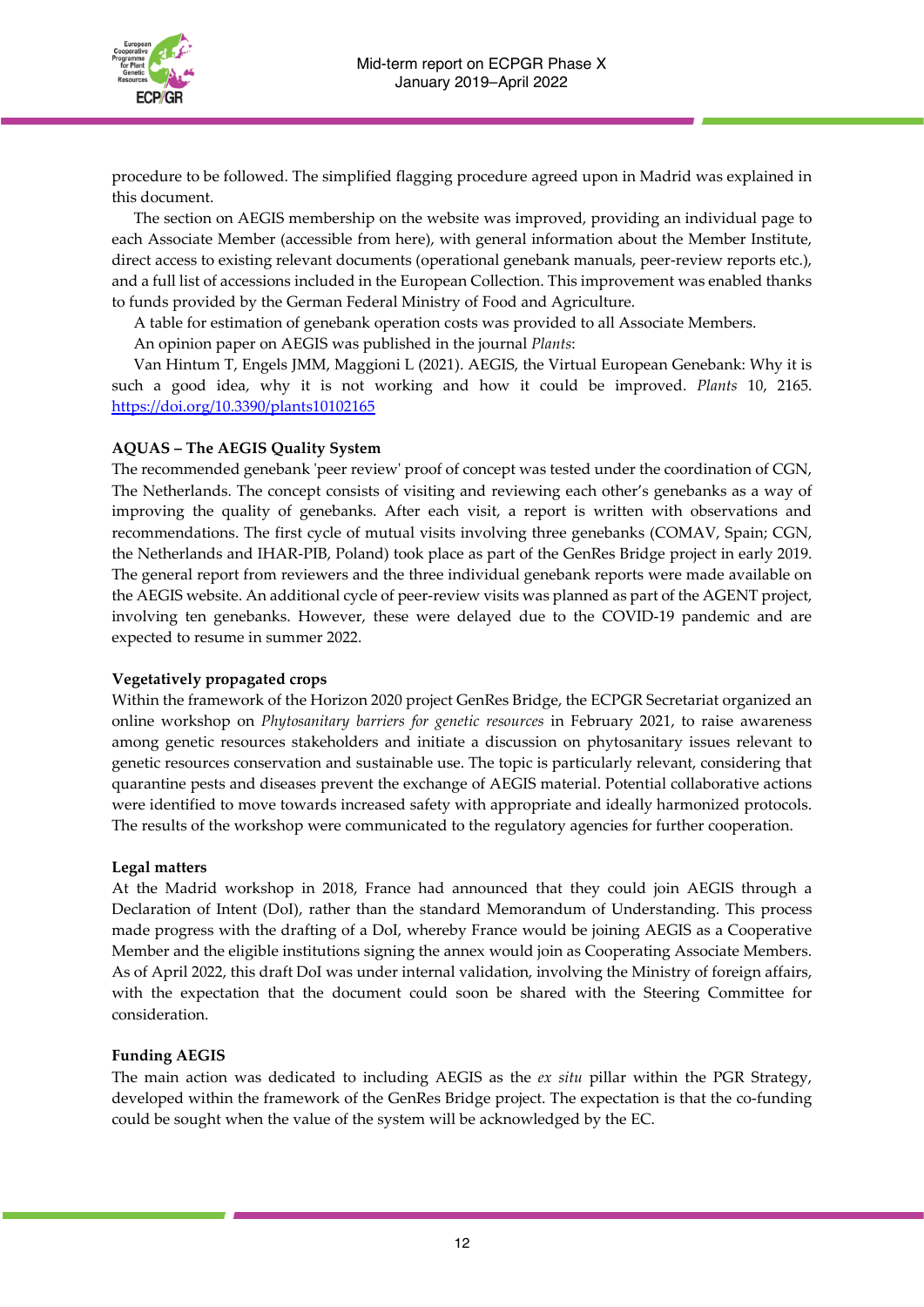procedure to be followed. The simplified flagging procedure agreed upon in Madrid was explained in this document.

The section on AEGIS membership on the website was improved, providing an individual page to each Associate Member (accessible from here), with general information about the Member Institute, direct access to existing relevant documents (operational genebank manuals, peer-review reports etc.), and a full list of accessions included in the European Collection. This improvement was enabled thanks to funds provided by the German Federal Ministry of Food and Agriculture.

A table for estimation of genebank operation costs was provided to all Associate Members.

An opinion paper on AEGIS was published in the journal *Plants*:

Van Hintum T, Engels JMM, Maggioni L (2021). AEGIS, the Virtual European Genebank: Why it is such a good idea, why it is not working and how it could be improved. *Plants* 10, 2165. https://doi.org/10.3390/plants10102165

**AQUAS – The AEGIS Quality System**

The recommended genebank 'peer review' proof of concept was tested under the coordination of CGN, The Netherlands. The concept consists of visiting and reviewing each other's genebanks as a way of improving the quality of genebanks. After each visit, a report is written with observations and recommendations. The first cycle of mutual visits involving three genebanks (COMAV, Spain; CGN, the Netherlands and IHAR-PIB, Poland) took place as part of the GenRes Bridge project in early 2019. The general report from reviewers and the three individual genebank reports were made available on the AEGIS website. An additional cycle of peer-review visits was planned as part of the AGENT project, involving ten genebanks. However, these were delayed due to the COVID-19 pandemic and are expected to resume in summer 2022.

**Vegetatively propagated crops**

Within the framework of the Horizon 2020 project GenRes Bridge, the ECPGR Secretariat organized an online workshop on *Phytosanitary barriers for genetic resources* in February 2021, to raise awareness among genetic resources stakeholders and initiate a discussion on phytosanitary issues relevant to genetic resources conservation and sustainable use. The topic is particularly relevant, considering that quarantine pests and diseases prevent the exchange of AEGIS material. Potential collaborative actions were identified to move towards increased safety with appropriate and ideally harmonized protocols. The results of the workshop were communicated to the regulatory agencies for further cooperation.

**Legal matters**

At the Madrid workshop in 2018, France had announced that they could join AEGIS through a Declaration of Intent (DoI), rather than the standard Memorandum of Understanding. This process made progress with the drafting of a DoI, whereby France would be joining AEGIS as a Cooperative Member and the eligible institutions signing the annex would join as Cooperating Associate Members. As of April 2022, this draft DoI was under internal validation, involving the Ministry of foreign affairs, with the expectation that the document could soon be shared with the Steering Committee for consideration.

**Funding AEGIS**

The main action was dedicated to including AEGIS as the *ex situ* pillar within the PGR Strategy, developed within the framework of the GenRes Bridge project. The expectation is that the co-funding could be sought when the value of the system will be acknowledged by the EC.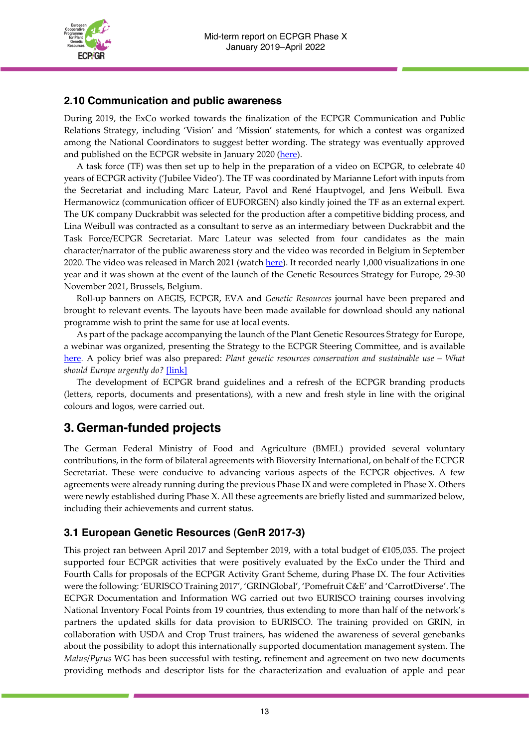### 2.10 Communication and public awareness

During 2019, the ExCo worked towards the finalization of the ECPGR Communication and Public Relations Strategy, including 'Vision' and 'Mission' statements, for which a contest was organized among the National Coordinators to suggest better wording. The strategy was eventually approved and published on the ECPGR website in January 2020 (here).

A task force (TF) was then set up to help in the preparation of a video on ECPGR, to celebrate 40 years of ECPGR activity ('Jubilee Video'). The TF was coordinated by Marianne Lefort with inputs from the Secretariat and including Marc Lateur, Pavol and René Hauptvogel, and Jens Weibull. Ewa Hermanowicz (communication officer of EUFORGEN) also kindly joined the TF as an external expert. The UK company Duckrabbit was selected for the production after a competitive bidding process, and Lina Weibull was contracted as a consultant to serve as an intermediary between Duckrabbit and the Task Force/ECPGR Secretariat. Marc Lateur was selected from four candidates as the main character/narrator of the public awareness story and the video was recorded in Belgium in September 2020. The video was released in March 2021 (watch here). It recorded nearly 1,000 visualizations in one year and it was shown at the event of the launch of the Genetic Resources Strategy for Europe, 29-30 November 2021, Brussels, Belgium.

Roll-up banners on AEGIS, ECPGR, EVA and *Genetic Resources* journal have been prepared and brought to relevant events. The layouts have been made available for download should any national programme wish to print the same for use at local events.

As part of the package accompanying the launch of the Plant Genetic Resources Strategy for Europe, a webinar was organized, presenting the Strategy to the ECPGR Steering Committee, and is available here. A policy brief was also prepared: *Plant genetic resources conservation and sustainable use – What should Europe urgently do?* [link]

The development of ECPGR brand guidelines and a refresh of the ECPGR branding products (letters, reports, documents and presentations), with a new and fresh style in line with the original colours and logos, were carried out.

## 3. German-funded projects

The German Federal Ministry of Food and Agriculture (BMEL) provided several voluntary contributions, in the form of bilateral agreements with Bioversity International, on behalf of the ECPGR Secretariat. These were conducive to advancing various aspects of the ECPGR objectives. A few agreements were already running during the previous Phase IX and were completed in Phase X. Others were newly established during Phase X. All these agreements are briefly listed and summarized below, including their achievements and current status.

### 3.1 European Genetic Resources (GenR 2017-3)

This project ran between April 2017 and September 2019, with a total budget of €105,035. The project supported four ECPGR activities that were positively evaluated by the ExCo under the Third and Fourth Calls for proposals of the ECPGR Activity Grant Scheme, during Phase IX. The four Activities were the following: 'EURISCO Training 2017', 'GRINGlobal', 'Pomefruit C&E' and 'CarrotDiverse'. The ECPGR Documentation and Information WG carried out two EURISCO training courses involving National Inventory Focal Points from 19 countries, thus extending to more than half of the network's partners the updated skills for data provision to EURISCO. The training provided on GRIN, in collaboration with USDA and Crop Trust trainers, has widened the awareness of several genebanks about the possibility to adopt this internationally supported documentation management system. The *Malus/Pyrus* WG has been successful with testing, refinement and agreement on two new documents providing methods and descriptor lists for the characterization and evaluation of apple and pear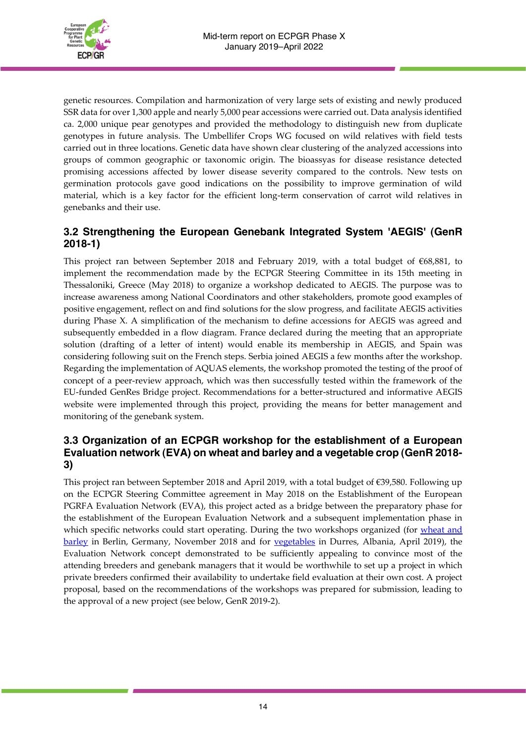genetic resources. Compilation and harmonization of very large sets of existing and newly produced SSR data for over 1,300 apple and nearly 5,000 pear accessions were carried out. Data analysis identified ca. 2,000 unique pear genotypes and provided the methodology to distinguish new from duplicate genotypes in future analysis. The Umbellifer Crops WG focused on wild relatives with field tests carried out in three locations. Genetic data have shown clear clustering of the analyzed accessions into groups of common geographic or taxonomic origin. The bioassyas for disease resistance detected promising accessions affected by lower disease severity compared to the controls. New tests on germination protocols gave good indications on the possibility to improve germination of wild material, which is a key factor for the efficient long-term conservation of carrot wild relatives in genebanks and their use.

## 3.2 Strengthening the European Genebank Integrated System 'AEGIS' (GenR 2018-1)

This project ran between September 2018 and February 2019, with a total budget of €68,881, to implement the recommendation made by the ECPGR Steering Committee in its 15th meeting in Thessaloniki, Greece (May 2018) to organize a workshop dedicated to AEGIS. The purpose was to increase awareness among National Coordinators and other stakeholders, promote good examples of positive engagement, reflect on and find solutions for the slow progress, and facilitate AEGIS activities during Phase X. A simplification of the mechanism to define accessions for AEGIS was agreed and subsequently embedded in a flow diagram. France declared during the meeting that an appropriate solution (drafting of a letter of intent) would enable its membership in AEGIS, and Spain was considering following suit on the French steps. Serbia joined AEGIS a few months after the workshop. Regarding the implementation of AQUAS elements, the workshop promoted the testing of the proof of concept of a peer-review approach, which was then successfully tested within the framework of the EU-funded GenRes Bridge project. Recommendations for a better-structured and informative AEGIS website were implemented through this project, providing the means for better management and monitoring of the genebank system.

## 3.3 Organization of an ECPGR workshop for the establishment of a European Evaluation network (EVA) on wheat and barley and a vegetable crop (GenR 2018-3)

This project ran between September 2018 and April 2019, with a total budget of €39,580. Following up on the ECPGR Steering Committee agreement in May 2018 on the Establishment of the European PGRFA Evaluation Network (EVA), this project acted as a bridge between the preparatory phase for the establishment of the European Evaluation Network and a subsequent implementation phase in which specific networks could start operating. During the two workshops organized (for wheat and barley in Berlin, Germany, November 2018 and for vegetables in Durres, Albania, April 2019), the Evaluation Network concept demonstrated to be sufficiently appealing to convince most of the attending breeders and genebank managers that it would be worthwhile to set up a project in which private breeders confirmed their availability to undertake field evaluation at their own cost. A project proposal, based on the recommendations of the workshops was prepared for submission, leading to the approval of a new project (see below, GenR 2019-2).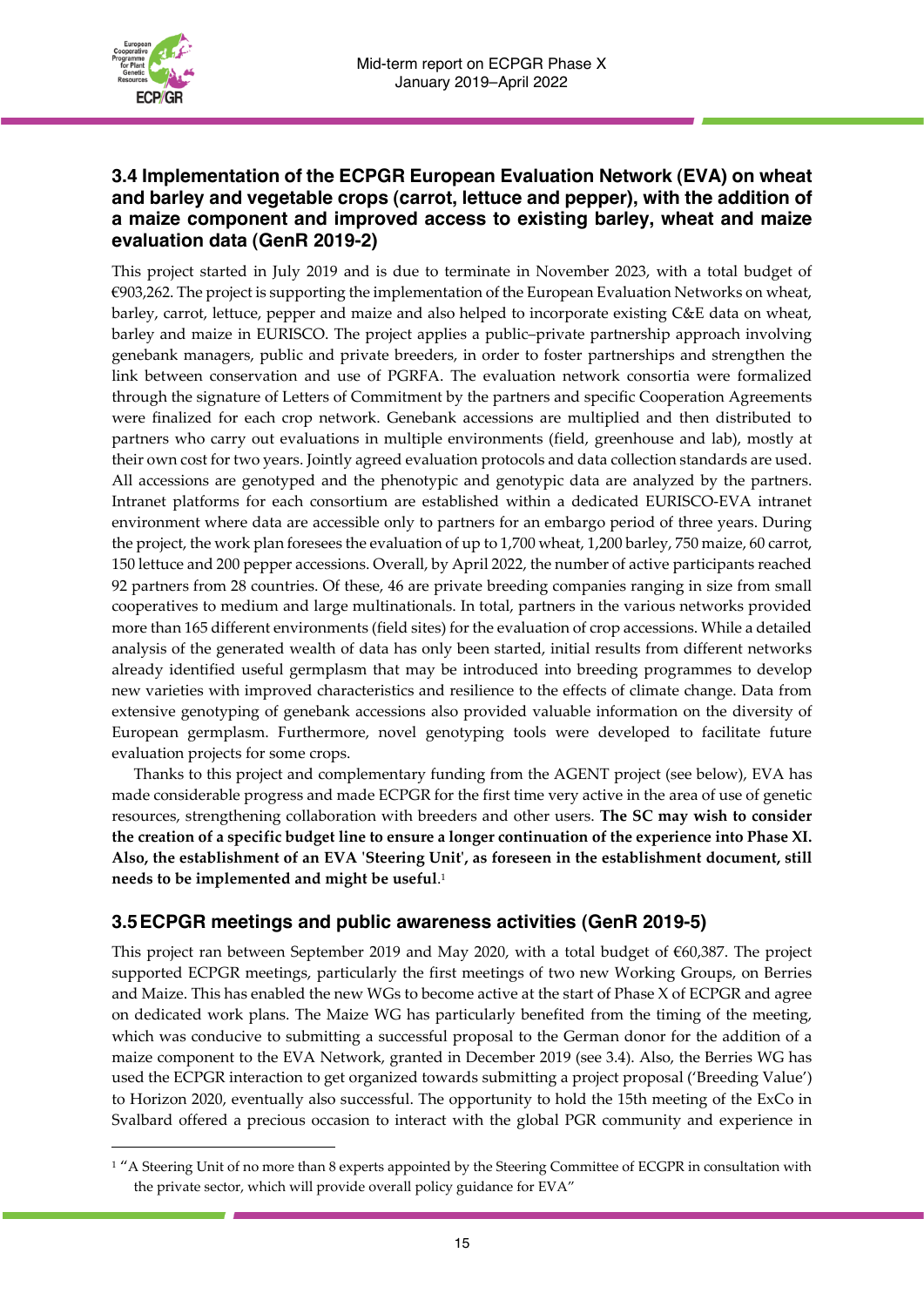### 3.4 Implementation of the ECPGR European Evaluation Network (EVA) on wheat and barley and vegetable crops (carrot, lettuce and pepper), with the addition of a maize component and improved access to existing barley, wheat and maize evaluation data (GenR 2019-2)

This project started in July 2019 and is due to terminate in November 2023, with a total budget of €903,262. The project is supporting the implementation of the European Evaluation Networks on wheat, barley, carrot, lettuce, pepper and maize and also helped to incorporate existing C&E data on wheat, barley and maize in EURISCO. The project applies a public–private partnership approach involving genebank managers, public and private breeders, in order to foster partnerships and strengthen the link between conservation and use of PGRFA. The evaluation network consortia were formalized through the signature of Letters of Commitment by the partners and specific Cooperation Agreements were finalized for each crop network. Genebank accessions are multiplied and then distributed to partners who carry out evaluations in multiple environments (field, greenhouse and lab), mostly at their own cost for two years. Jointly agreed evaluation protocols and data collection standards are used. All accessions are genotyped and the phenotypic and genotypic data are analyzed by the partners. Intranet platforms for each consortium are established within a dedicated EURISCO-EVA intranet environment where data are accessible only to partners for an embargo period of three years. During the project, the work plan foresees the evaluation of up to 1,700 wheat, 1,200 barley, 750 maize, 60 carrot, 150 lettuce and 200 pepper accessions. Overall, by April 2022, the number of active participants reached 92 partners from 28 countries. Of these, 46 are private breeding companies ranging in size from small cooperatives to medium and large multinationals. In total, partners in the various networks provided more than 165 different environments (field sites) for the evaluation of crop accessions. While a detailed analysis of the generated wealth of data has only been started, initial results from different networks already identified useful germplasm that may be introduced into breeding programmes to develop new varieties with improved characteristics and resilience to the effects of climate change. Data from extensive genotyping of genebank accessions also provided valuable information on the diversity of European germplasm. Furthermore, novel genotyping tools were developed to facilitate future evaluation projects for some crops.

Thanks to this project and complementary funding from the AGENT project (see below), EVA has made considerable progress and made ECPGR for the first time very active in the area of use of genetic resources, strengthening collaboration with breeders and other users. **The SC may wish to consider the creation of a specific budget line to ensure a longer continuation of the experience into Phase XI. Also, the establishment of an EVA 'Steering Unit', as foreseen in the establishment document, still needs to be implemented and might be useful.**[1]

### 3.5 ECPGR meetings and public awareness activities (GenR 2019-5)

This project ran between September 2019 and May 2020, with a total budget of €60,387. The project supported ECPGR meetings, particularly the first meetings of two new Working Groups, on Berries and Maize. This has enabled the new WGs to become active at the start of Phase X of ECPGR and agree on dedicated work plans. The Maize WG has particularly benefited from the timing of the meeting, which was conducive to submitting a successful proposal to the German donor for the addition of a maize component to the EVA Network, granted in December 2019 (see 3.4). Also, the Berries WG has used the ECPGR interaction to get organized towards submitting a project proposal ('Breeding Value') to Horizon 2020, eventually also successful. The opportunity to hold the 15th meeting of the ExCo in Svalbard offered a precious occasion to interact with the global PGR community and experience in

---

[1] "A Steering Unit of no more than 8 experts appointed by the Steering Committee of ECGPR in consultation with the private sector, which will provide overall policy guidance for EVA"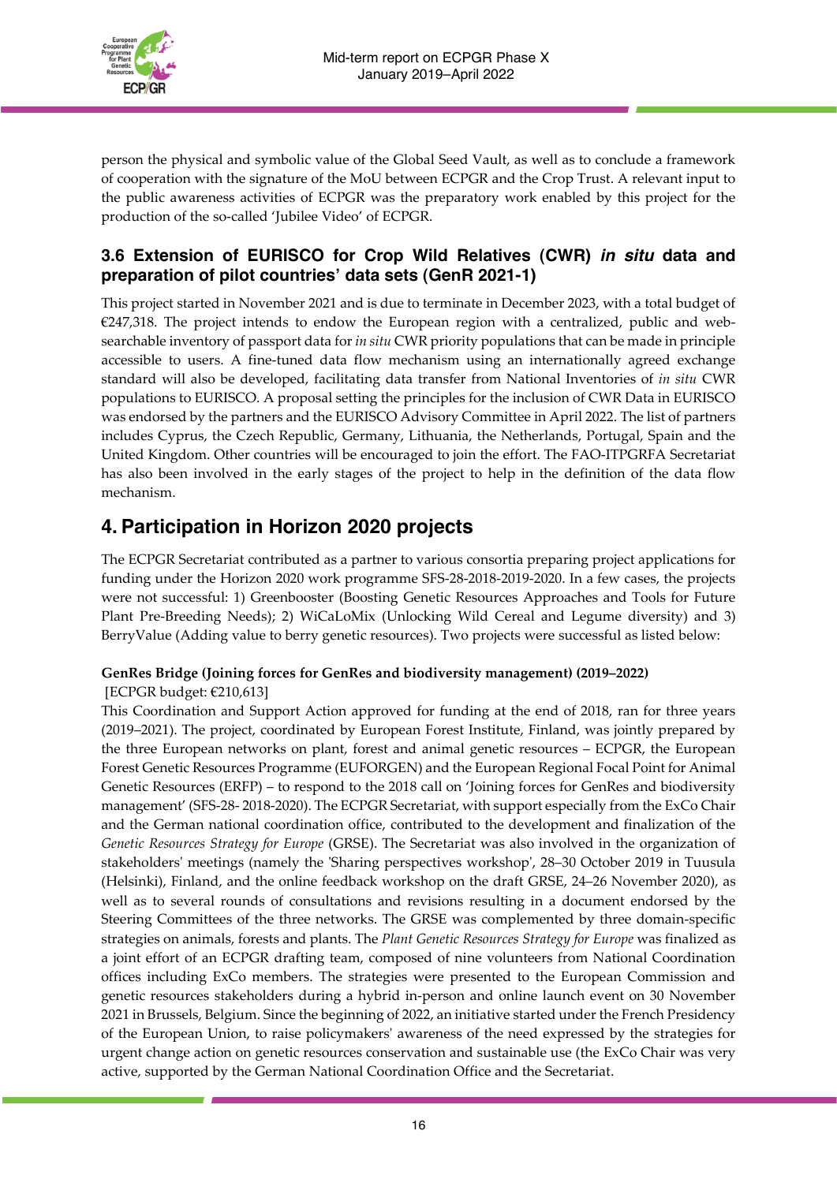person the physical and symbolic value of the Global Seed Vault, as well as to conclude a framework of cooperation with the signature of the MoU between ECPGR and the Crop Trust. A relevant input to the public awareness activities of ECPGR was the preparatory work enabled by this project for the production of the so-called 'Jubilee Video' of ECPGR.

### 3.6 Extension of EURISCO for Crop Wild Relatives (CWR) *in situ* data and preparation of pilot countries' data sets (GenR 2021-1)

This project started in November 2021 and is due to terminate in December 2023, with a total budget of €247,318. The project intends to endow the European region with a centralized, public and web-searchable inventory of passport data for *in situ* CWR priority populations that can be made in principle accessible to users. A fine-tuned data flow mechanism using an internationally agreed exchange standard will also be developed, facilitating data transfer from National Inventories of *in situ* CWR populations to EURISCO. A proposal setting the principles for the inclusion of CWR Data in EURISCO was endorsed by the partners and the EURISCO Advisory Committee in April 2022. The list of partners includes Cyprus, the Czech Republic, Germany, Lithuania, the Netherlands, Portugal, Spain and the United Kingdom. Other countries will be encouraged to join the effort. The FAO-ITPGRFA Secretariat has also been involved in the early stages of the project to help in the definition of the data flow mechanism.

## 4. Participation in Horizon 2020 projects

The ECPGR Secretariat contributed as a partner to various consortia preparing project applications for funding under the Horizon 2020 work programme SFS-28-2018-2019-2020. In a few cases, the projects were not successful: 1) Greenbooster (Boosting Genetic Resources Approaches and Tools for Future Plant Pre-Breeding Needs); 2) WiCaLoMix (Unlocking Wild Cereal and Legume diversity) and 3) BerryValue (Adding value to berry genetic resources). Two projects were successful as listed below:

**GenRes Bridge (Joining forces for GenRes and biodiversity management) (2019–2022)**
[ECPGR budget: €210,613]
This Coordination and Support Action approved for funding at the end of 2018, ran for three years (2019–2021). The project, coordinated by European Forest Institute, Finland, was jointly prepared by the three European networks on plant, forest and animal genetic resources – ECPGR, the European Forest Genetic Resources Programme (EUFORGEN) and the European Regional Focal Point for Animal Genetic Resources (ERFP) – to respond to the 2018 call on 'Joining forces for GenRes and biodiversity management' (SFS-28- 2018-2020). The ECPGR Secretariat, with support especially from the ExCo Chair and the German national coordination office, contributed to the development and finalization of the *Genetic Resources Strategy for Europe* (GRSE). The Secretariat was also involved in the organization of stakeholders' meetings (namely the 'Sharing perspectives workshop', 28–30 October 2019 in Tuusula (Helsinki), Finland, and the online feedback workshop on the draft GRSE, 24–26 November 2020), as well as to several rounds of consultations and revisions resulting in a document endorsed by the Steering Committees of the three networks. The GRSE was complemented by three domain-specific strategies on animals, forests and plants. The *Plant Genetic Resources Strategy for Europe* was finalized as a joint effort of an ECPGR drafting team, composed of nine volunteers from National Coordination offices including ExCo members. The strategies were presented to the European Commission and genetic resources stakeholders during a hybrid in-person and online launch event on 30 November 2021 in Brussels, Belgium. Since the beginning of 2022, an initiative started under the French Presidency of the European Union, to raise policymakers' awareness of the need expressed by the strategies for urgent change action on genetic resources conservation and sustainable use (the ExCo Chair was very active, supported by the German National Coordination Office and the Secretariat.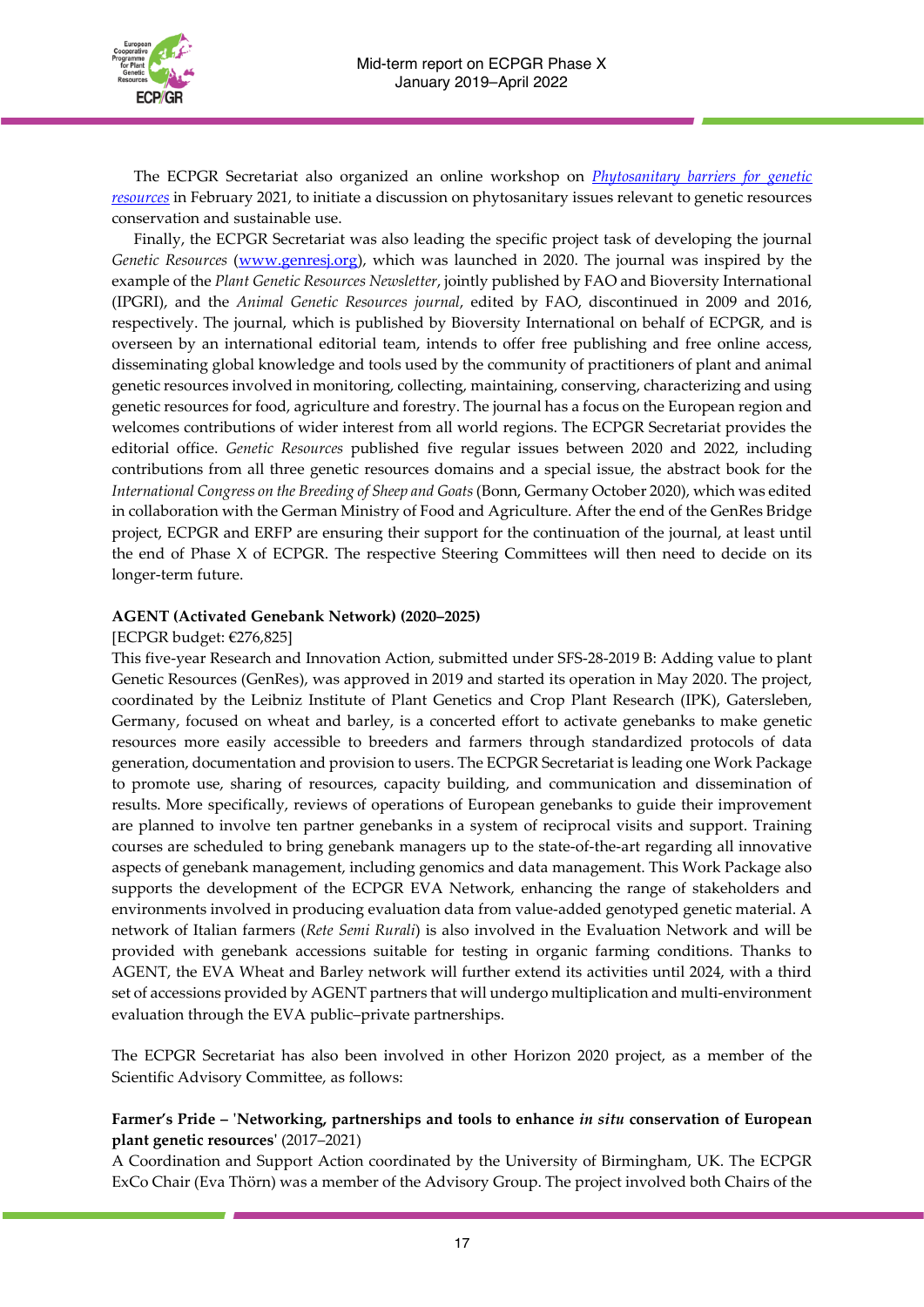The ECPGR Secretariat also organized an online workshop on [*Phytosanitary barriers for genetic resources*](#) in February 2021, to initiate a discussion on phytosanitary issues relevant to genetic resources conservation and sustainable use.

Finally, the ECPGR Secretariat was also leading the specific project task of developing the journal *Genetic Resources* (www.genresj.org), which was launched in 2020. The journal was inspired by the example of the *Plant Genetic Resources Newsletter*, jointly published by FAO and Bioversity International (IPGRI), and the *Animal Genetic Resources journal*, edited by FAO, discontinued in 2009 and 2016, respectively. The journal, which is published by Bioversity International on behalf of ECPGR, and is overseen by an international editorial team, intends to offer free publishing and free online access, disseminating global knowledge and tools used by the community of practitioners of plant and animal genetic resources involved in monitoring, collecting, maintaining, conserving, characterizing and using genetic resources for food, agriculture and forestry. The journal has a focus on the European region and welcomes contributions of wider interest from all world regions. The ECPGR Secretariat provides the editorial office. *Genetic Resources* published five regular issues between 2020 and 2022, including contributions from all three genetic resources domains and a special issue, the abstract book for the *International Congress on the Breeding of Sheep and Goats* (Bonn, Germany October 2020), which was edited in collaboration with the German Ministry of Food and Agriculture. After the end of the GenRes Bridge project, ECPGR and ERFP are ensuring their support for the continuation of the journal, at least until the end of Phase X of ECPGR. The respective Steering Committees will then need to decide on its longer-term future.

**AGENT (Activated Genebank Network) (2020–2025)**
[ECPGR budget: €276,825]
This five-year Research and Innovation Action, submitted under SFS-28-2019 B: Adding value to plant Genetic Resources (GenRes), was approved in 2019 and started its operation in May 2020. The project, coordinated by the Leibniz Institute of Plant Genetics and Crop Plant Research (IPK), Gatersleben, Germany, focused on wheat and barley, is a concerted effort to activate genebanks to make genetic resources more easily accessible to breeders and farmers through standardized protocols of data generation, documentation and provision to users. The ECPGR Secretariat is leading one Work Package to promote use, sharing of resources, capacity building, and communication and dissemination of results. More specifically, reviews of operations of European genebanks to guide their improvement are planned to involve ten partner genebanks in a system of reciprocal visits and support. Training courses are scheduled to bring genebank managers up to the state-of-the-art regarding all innovative aspects of genebank management, including genomics and data management. This Work Package also supports the development of the ECPGR EVA Network, enhancing the range of stakeholders and environments involved in producing evaluation data from value-added genotyped genetic material. A network of Italian farmers (*Rete Semi Rurali*) is also involved in the Evaluation Network and will be provided with genebank accessions suitable for testing in organic farming conditions. Thanks to AGENT, the EVA Wheat and Barley network will further extend its activities until 2024, with a third set of accessions provided by AGENT partners that will undergo multiplication and multi-environment evaluation through the EVA public–private partnerships.

The ECPGR Secretariat has also been involved in other Horizon 2020 project, as a member of the Scientific Advisory Committee, as follows:

**Farmer's Pride – 'Networking, partnerships and tools to enhance *in situ* conservation of European plant genetic resources'** (2017–2021)
A Coordination and Support Action coordinated by the University of Birmingham, UK. The ECPGR ExCo Chair (Eva Thörn) was a member of the Advisory Group. The project involved both Chairs of the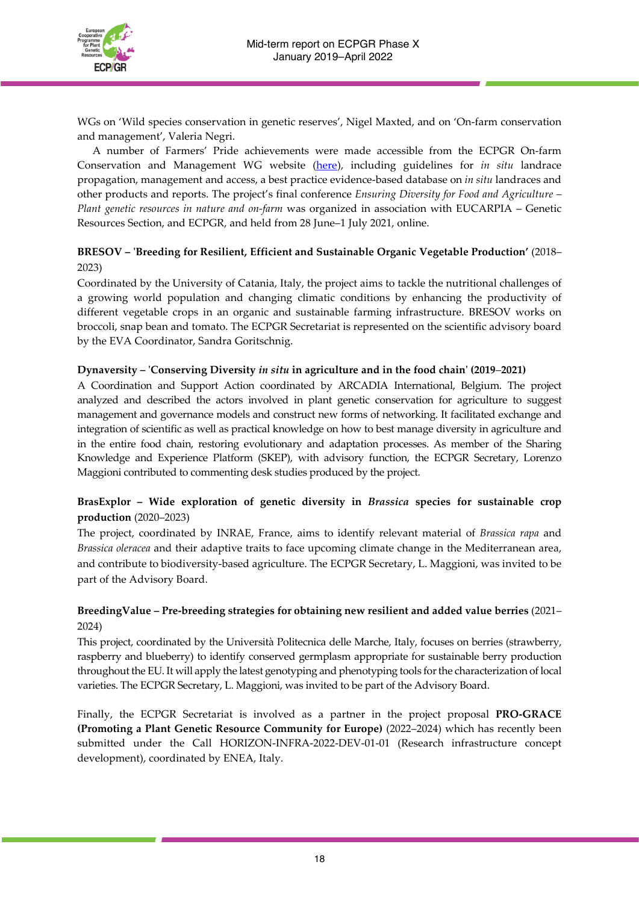WGs on 'Wild species conservation in genetic reserves', Nigel Maxted, and on 'On-farm conservation and management', Valeria Negri.

A number of Farmers' Pride achievements were made accessible from the ECPGR On-farm Conservation and Management WG website (here), including guidelines for *in situ* landrace propagation, management and access, a best practice evidence-based database on *in situ* landraces and other products and reports. The project's final conference *Ensuring Diversity for Food and Agriculture – Plant genetic resources in nature and on-farm* was organized in association with EUCARPIA – Genetic Resources Section, and ECPGR, and held from 28 June–1 July 2021, online.

**BRESOV – 'Breeding for Resilient, Efficient and Sustainable Organic Vegetable Production'** (2018–2023)

Coordinated by the University of Catania, Italy, the project aims to tackle the nutritional challenges of a growing world population and changing climatic conditions by enhancing the productivity of different vegetable crops in an organic and sustainable farming infrastructure. BRESOV works on broccoli, snap bean and tomato. The ECPGR Secretariat is represented on the scientific advisory board by the EVA Coordinator, Sandra Goritschnig.

**Dynaversity – 'Conserving Diversity *in situ* in agriculture and in the food chain' (2019–2021)**

A Coordination and Support Action coordinated by ARCADIA International, Belgium. The project analyzed and described the actors involved in plant genetic conservation for agriculture to suggest management and governance models and construct new forms of networking. It facilitated exchange and integration of scientific as well as practical knowledge on how to best manage diversity in agriculture and in the entire food chain, restoring evolutionary and adaptation processes. As member of the Sharing Knowledge and Experience Platform (SKEP), with advisory function, the ECPGR Secretary, Lorenzo Maggioni contributed to commenting desk studies produced by the project.

**BrasExplor – Wide exploration of genetic diversity in *Brassica* species for sustainable crop production** (2020–2023)

The project, coordinated by INRAE, France, aims to identify relevant material of *Brassica rapa* and *Brassica oleracea* and their adaptive traits to face upcoming climate change in the Mediterranean area, and contribute to biodiversity-based agriculture. The ECPGR Secretary, L. Maggioni, was invited to be part of the Advisory Board.

**BreedingValue – Pre-breeding strategies for obtaining new resilient and added value berries** (2021–2024)

This project, coordinated by the Università Politecnica delle Marche, Italy, focuses on berries (strawberry, raspberry and blueberry) to identify conserved germplasm appropriate for sustainable berry production throughout the EU. It will apply the latest genotyping and phenotyping tools for the characterization of local varieties. The ECPGR Secretary, L. Maggioni, was invited to be part of the Advisory Board.

Finally, the ECPGR Secretariat is involved as a partner in the project proposal **PRO-GRACE (Promoting a Plant Genetic Resource Community for Europe)** (2022–2024) which has recently been submitted under the Call HORIZON-INFRA-2022-DEV-01-01 (Research infrastructure concept development), coordinated by ENEA, Italy.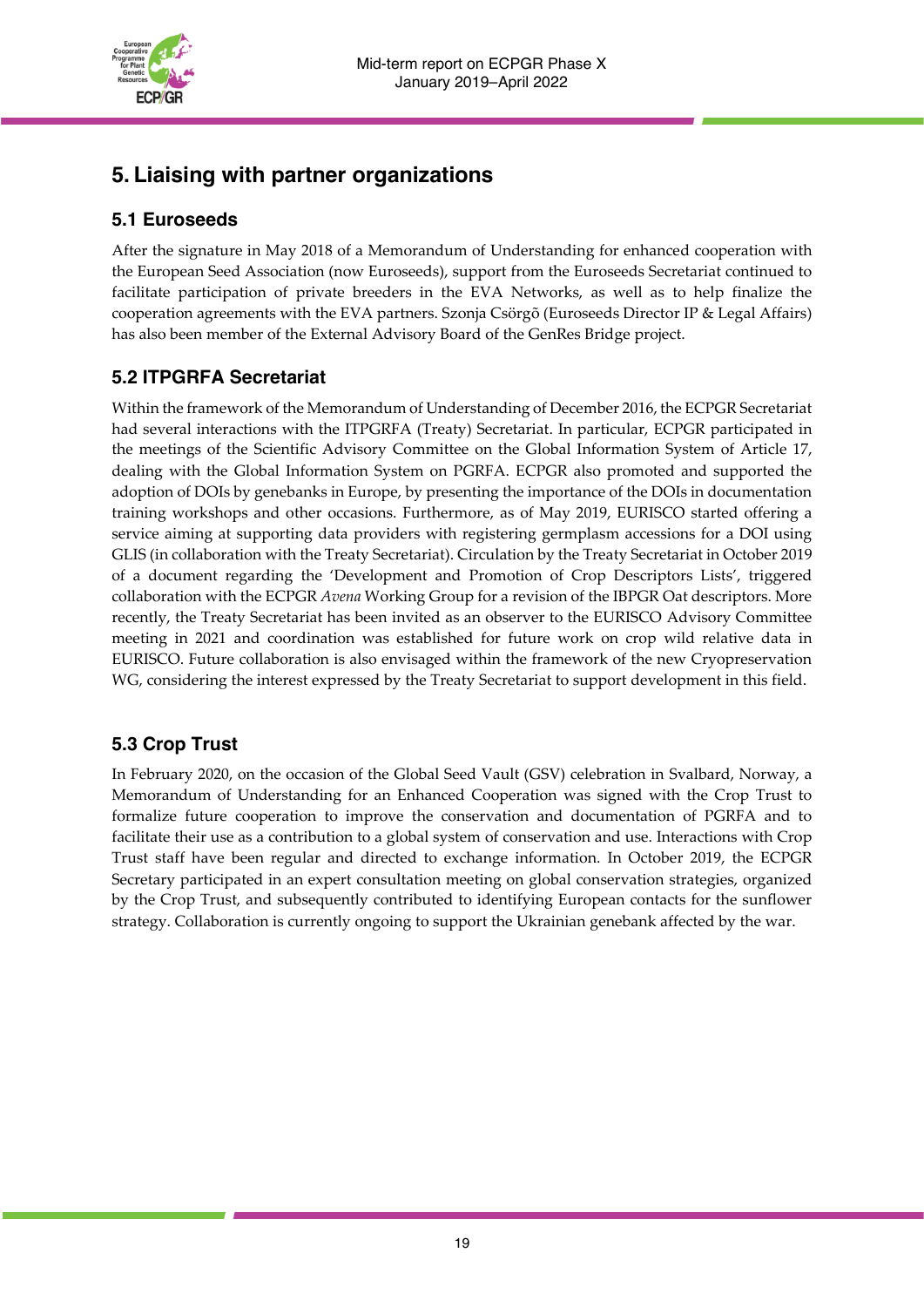# 5. Liaising with partner organizations

## 5.1 Euroseeds

After the signature in May 2018 of a Memorandum of Understanding for enhanced cooperation with the European Seed Association (now Euroseeds), support from the Euroseeds Secretariat continued to facilitate participation of private breeders in the EVA Networks, as well as to help finalize the cooperation agreements with the EVA partners. Szonja Csörgõ (Euroseeds Director IP & Legal Affairs) has also been member of the External Advisory Board of the GenRes Bridge project.

## 5.2 ITPGRFA Secretariat

Within the framework of the Memorandum of Understanding of December 2016, the ECPGR Secretariat had several interactions with the ITPGRFA (Treaty) Secretariat. In particular, ECPGR participated in the meetings of the Scientific Advisory Committee on the Global Information System of Article 17, dealing with the Global Information System on PGRFA. ECPGR also promoted and supported the adoption of DOIs by genebanks in Europe, by presenting the importance of the DOIs in documentation training workshops and other occasions. Furthermore, as of May 2019, EURISCO started offering a service aiming at supporting data providers with registering germplasm accessions for a DOI using GLIS (in collaboration with the Treaty Secretariat). Circulation by the Treaty Secretariat in October 2019 of a document regarding the 'Development and Promotion of Crop Descriptors Lists', triggered collaboration with the ECPGR *Avena* Working Group for a revision of the IBPGR Oat descriptors. More recently, the Treaty Secretariat has been invited as an observer to the EURISCO Advisory Committee meeting in 2021 and coordination was established for future work on crop wild relative data in EURISCO. Future collaboration is also envisaged within the framework of the new Cryopreservation WG, considering the interest expressed by the Treaty Secretariat to support development in this field.

## 5.3 Crop Trust

In February 2020, on the occasion of the Global Seed Vault (GSV) celebration in Svalbard, Norway, a Memorandum of Understanding for an Enhanced Cooperation was signed with the Crop Trust to formalize future cooperation to improve the conservation and documentation of PGRFA and to facilitate their use as a contribution to a global system of conservation and use. Interactions with Crop Trust staff have been regular and directed to exchange information. In October 2019, the ECPGR Secretary participated in an expert consultation meeting on global conservation strategies, organized by the Crop Trust, and subsequently contributed to identifying European contacts for the sunflower strategy. Collaboration is currently ongoing to support the Ukrainian genebank affected by the war.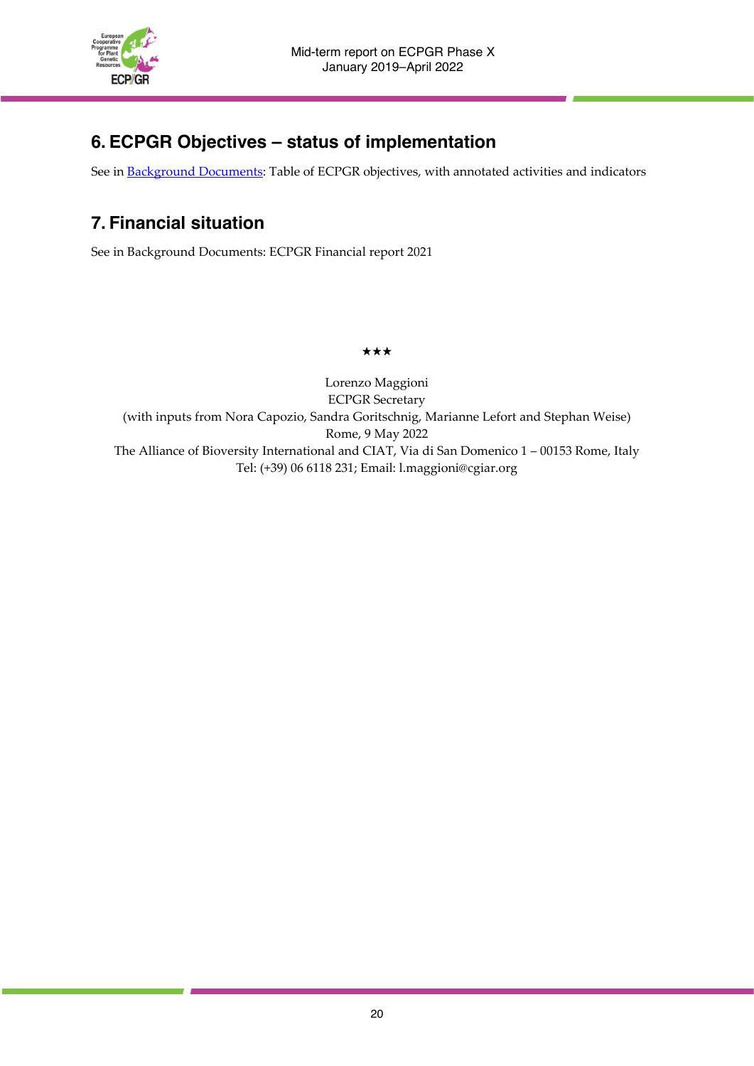## 6. ECPGR Objectives – status of implementation

See in Background Documents: Table of ECPGR objectives, with annotated activities and indicators

## 7. Financial situation

See in Background Documents: ECPGR Financial report 2021

★★★

Lorenzo Maggioni
ECPGR Secretary
(with inputs from Nora Capozio, Sandra Goritschnig, Marianne Lefort and Stephan Weise)
Rome, 9 May 2022
The Alliance of Bioversity International and CIAT, Via di San Domenico 1 – 00153 Rome, Italy
Tel: (+39) 06 6118 231; Email: l.maggioni@cgiar.org